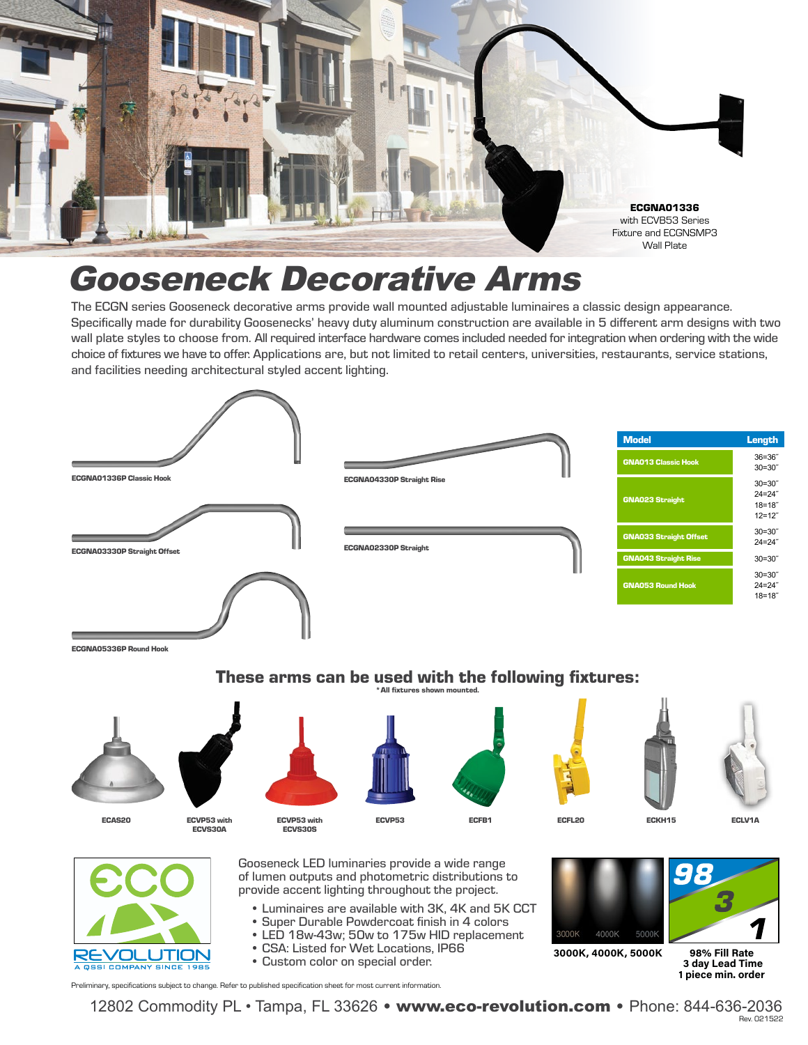**ECGNA01336** with ECVB53 Series Fixture and ECGNSMP3 Wall Plate

# Gooseneck Decorative Arms

The ECGN series Gooseneck decorative arms provide wall mounted adjustable luminaires a classic design appearance. Specifically made for durability Goosenecks' heavy duty aluminum construction are available in 5 different arm designs with two wall plate styles to choose from. All required interface hardware comes included needed for integration when ordering with the wide choice of fixtures we have to offer. Applications are, but not limited to retail centers, universities, restaurants, service stations, and facilities needing architectural styled accent lighting.

**ECGNA01336P Classic Hook**

**ECGNA04330P Straight Rise**

**ECGNA03330P Straight Offset**

**ECGNA02330P Straight**

**ECGNA05336P Round Hook**

| Model | Length |
|---|---|
| GNA013 Classic Hook | 36=36"<br>30=30" |
| GNA023 Straight | 30=30"<br>24=24"<br>18=18"<br>12=12" |
| GNA033 Straight Offset | 30=30"<br>24=24" |
| GNA043 Straight Rise | 30=30" |
| GNA053 Round Hook | 30=30"<br>24=24"<br>18=18" |

## These arms can be used with the following fixtures:

*All fixtures shown mounted.

ECAS20 | ECVP53 with ECVS30A | ECVP53 with ECVS30S | ECVP53 | ECFB1 | ECFL20 | ECKH15 | ECLV1A

ECO REVOLUTION
A QSSI COMPANY SINCE 1985

Gooseneck LED luminaries provide a wide range of lumen outputs and photometric distributions to provide accent lighting throughout the project.

- Luminaires are available with 3K, 4K and 5K CCT
- Super Durable Powdercoat finish in 4 colors
- LED 18w-43w; 50w to 175w HID replacement
- CSA: Listed for Wet Locations, IP66
- Custom color on special order.

3000K 4000K 5000K

**3000K, 4000K, 5000K**

98 3 1

**98% Fill Rate**
**3 day Lead Time**
**1 piece min. order**

Preliminary, specifications subject to change. Refer to published specification sheet for most current information.

12802 Commodity PL • Tampa, FL 33626 • **www.eco-revolution.com** • Phone: 844-636-2036

Rev. 021522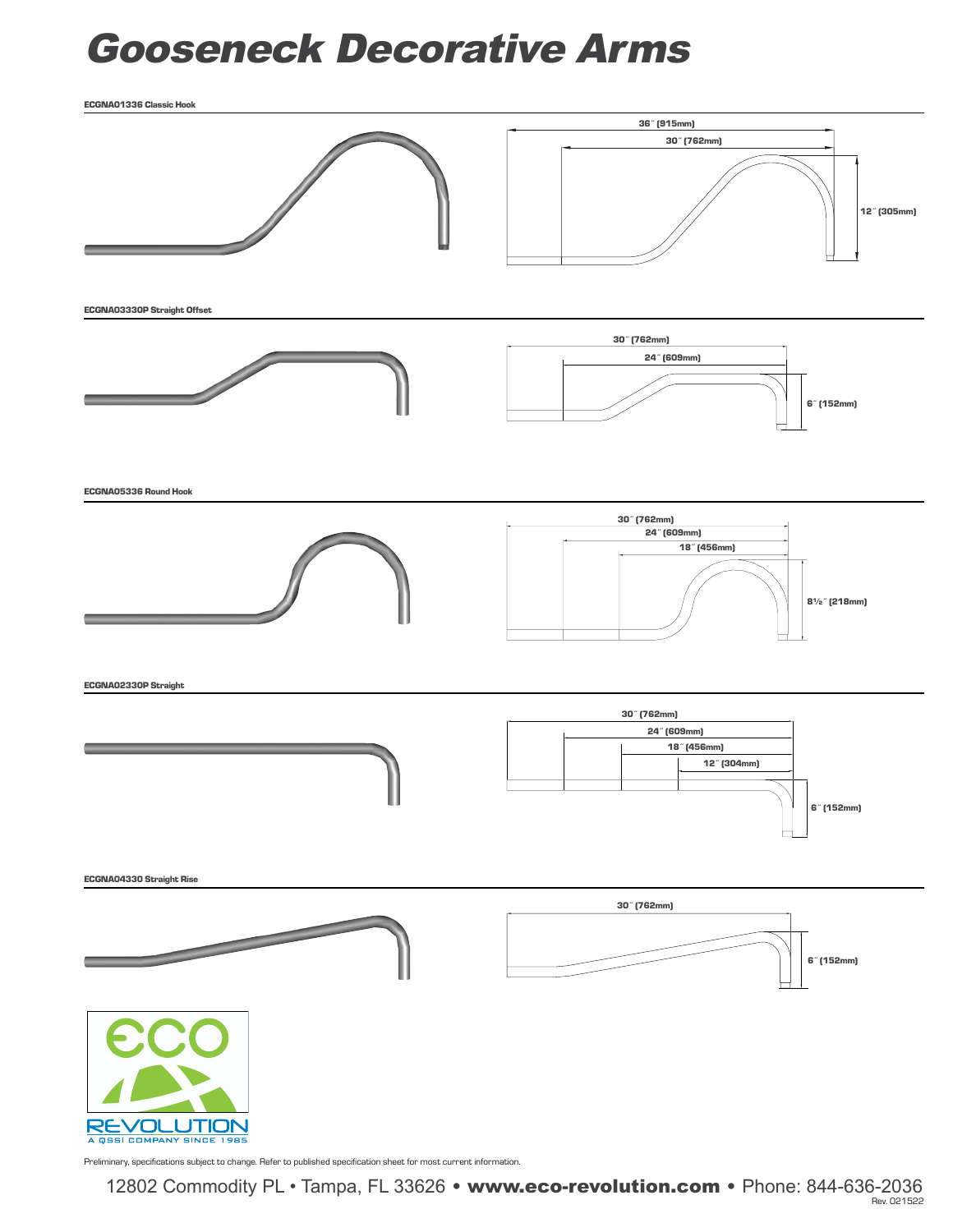# Gooseneck Decorative Arms

**ECGNA01336 Classic Hook**

36˝ (915mm)
30˝ (762mm)
12˝ (305mm)

**ECGNA03330P Straight Offset**

30˝ (762mm)
24˝ (609mm)
6˝ (152mm)

**ECGNA05336 Round Hook**

30˝ (762mm)
24˝ (609mm)
18˝ (456mm)
8½˝ (218mm)

**ECGNA02330P Straight**

30˝ (762mm)
24˝ (609mm)
18˝ (456mm)
12˝ (304mm)
6˝ (152mm)

**ECGNA04330 Straight Rise**

30˝ (762mm)
6˝ (152mm)

ECO REVOLUTION
A QSSI COMPANY SINCE 1985

Preliminary, specifications subject to change. Refer to published specification sheet for most current information.

12802 Commodity PL • Tampa, FL 33626 • **www.eco-revolution.com** • Phone: 844-636-2036

Rev. 021522